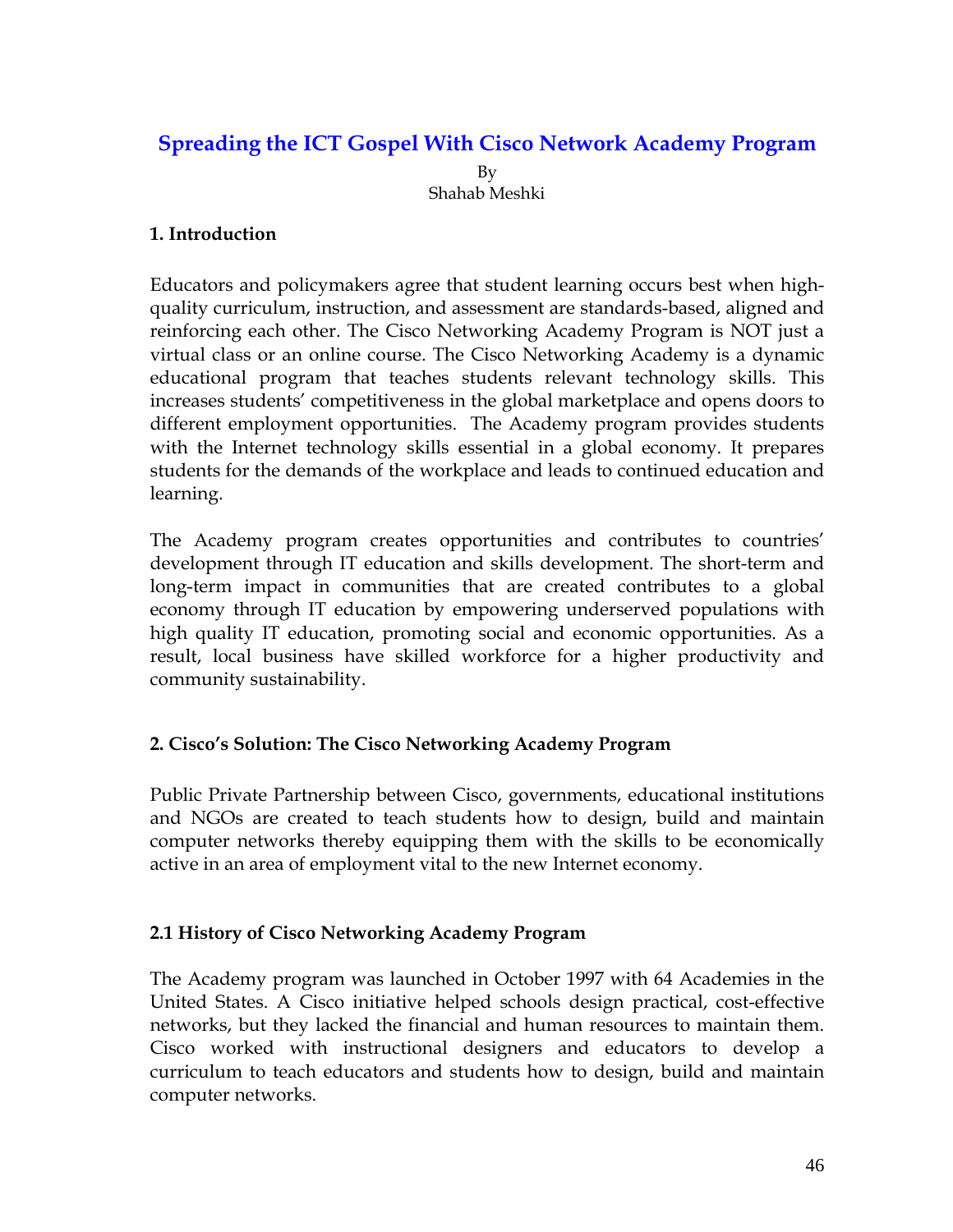# Spreading the ICT Gospel With Cisco Network Academy Program

By
Shahab Meshki

## 1. Introduction

Educators and policymakers agree that student learning occurs best when high-quality curriculum, instruction, and assessment are standards-based, aligned and reinforcing each other. The Cisco Networking Academy Program is NOT just a virtual class or an online course. The Cisco Networking Academy is a dynamic educational program that teaches students relevant technology skills. This increases students' competitiveness in the global marketplace and opens doors to different employment opportunities. The Academy program provides students with the Internet technology skills essential in a global economy. It prepares students for the demands of the workplace and leads to continued education and learning.

The Academy program creates opportunities and contributes to countries' development through IT education and skills development. The short-term and long-term impact in communities that are created contributes to a global economy through IT education by empowering underserved populations with high quality IT education, promoting social and economic opportunities. As a result, local business have skilled workforce for a higher productivity and community sustainability.

## 2. Cisco's Solution: The Cisco Networking Academy Program

Public Private Partnership between Cisco, governments, educational institutions and NGOs are created to teach students how to design, build and maintain computer networks thereby equipping them with the skills to be economically active in an area of employment vital to the new Internet economy.

### 2.1 History of Cisco Networking Academy Program

The Academy program was launched in October 1997 with 64 Academies in the United States. A Cisco initiative helped schools design practical, cost-effective networks, but they lacked the financial and human resources to maintain them. Cisco worked with instructional designers and educators to develop a curriculum to teach educators and students how to design, build and maintain computer networks.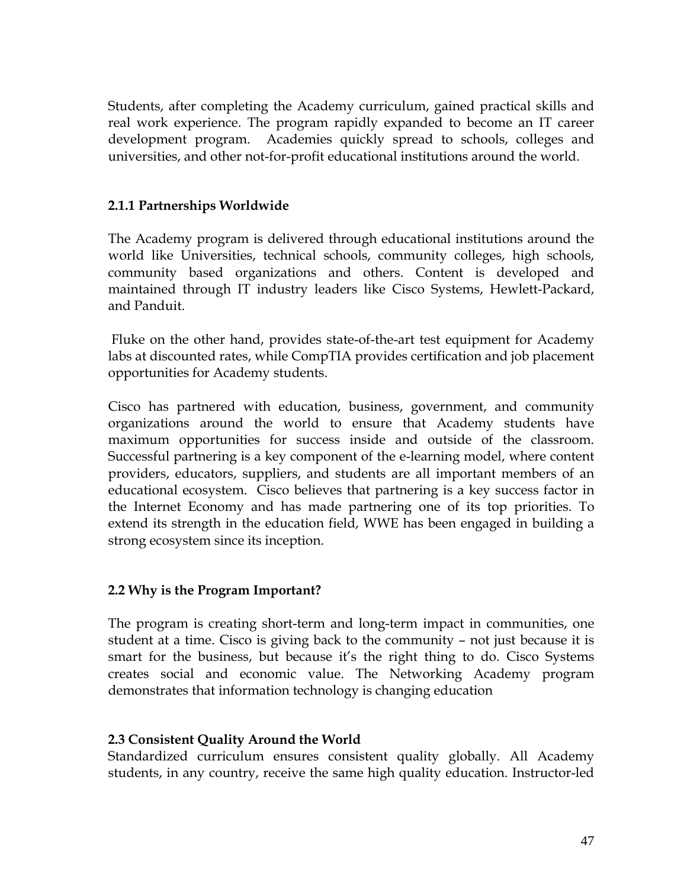Students, after completing the Academy curriculum, gained practical skills and real work experience. The program rapidly expanded to become an IT career development program. Academies quickly spread to schools, colleges and universities, and other not-for-profit educational institutions around the world.

### 2.1.1 Partnerships Worldwide

The Academy program is delivered through educational institutions around the world like Universities, technical schools, community colleges, high schools, community based organizations and others. Content is developed and maintained through IT industry leaders like Cisco Systems, Hewlett-Packard, and Panduit.

Fluke on the other hand, provides state-of-the-art test equipment for Academy labs at discounted rates, while CompTIA provides certification and job placement opportunities for Academy students.

Cisco has partnered with education, business, government, and community organizations around the world to ensure that Academy students have maximum opportunities for success inside and outside of the classroom. Successful partnering is a key component of the e-learning model, where content providers, educators, suppliers, and students are all important members of an educational ecosystem. Cisco believes that partnering is a key success factor in the Internet Economy and has made partnering one of its top priorities. To extend its strength in the education field, WWE has been engaged in building a strong ecosystem since its inception.

## 2.2 Why is the Program Important?

The program is creating short-term and long-term impact in communities, one student at a time. Cisco is giving back to the community – not just because it is smart for the business, but because it's the right thing to do. Cisco Systems creates social and economic value. The Networking Academy program demonstrates that information technology is changing education

## 2.3 Consistent Quality Around the World

Standardized curriculum ensures consistent quality globally. All Academy students, in any country, receive the same high quality education. Instructor-led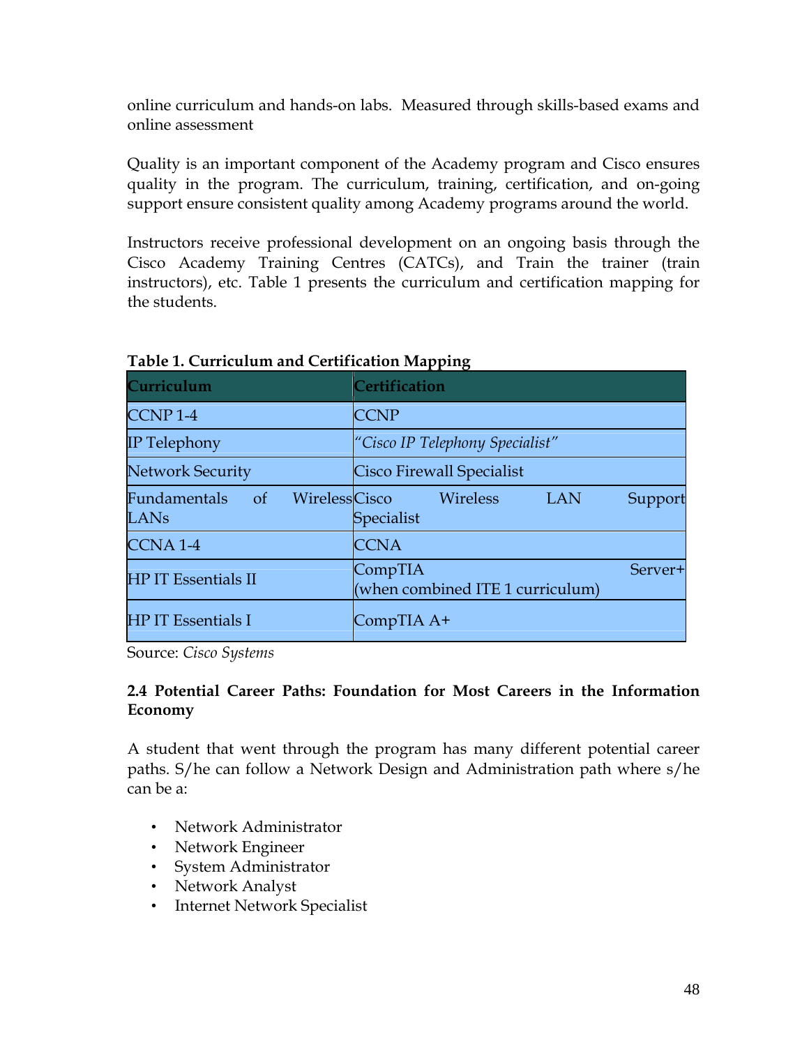online curriculum and hands-on labs. Measured through skills-based exams and online assessment

Quality is an important component of the Academy program and Cisco ensures quality in the program. The curriculum, training, certification, and on-going support ensure consistent quality among Academy programs around the world.

Instructors receive professional development on an ongoing basis through the Cisco Academy Training Centres (CATCs), and Train the trainer (train instructors), etc. Table 1 presents the curriculum and certification mapping for the students.

**Table 1. Curriculum and Certification Mapping**

| Curriculum | Certification |
|---|---|
| CCNP 1-4 | CCNP |
| IP Telephony | *"Cisco IP Telephony Specialist"* |
| Network Security | Cisco Firewall Specialist |
| Fundamentals of Wireless LANs | Cisco Wireless LAN Support Specialist |
| CCNA 1-4 | CCNA |
| HP IT Essentials II | CompTIA Server+ (when combined ITE 1 curriculum) |
| HP IT Essentials I | CompTIA A+ |

Source: *Cisco Systems*

### 2.4 Potential Career Paths: Foundation for Most Careers in the Information Economy

A student that went through the program has many different potential career paths. S/he can follow a Network Design and Administration path where s/he can be a:

- Network Administrator
- Network Engineer
- System Administrator
- Network Analyst
- Internet Network Specialist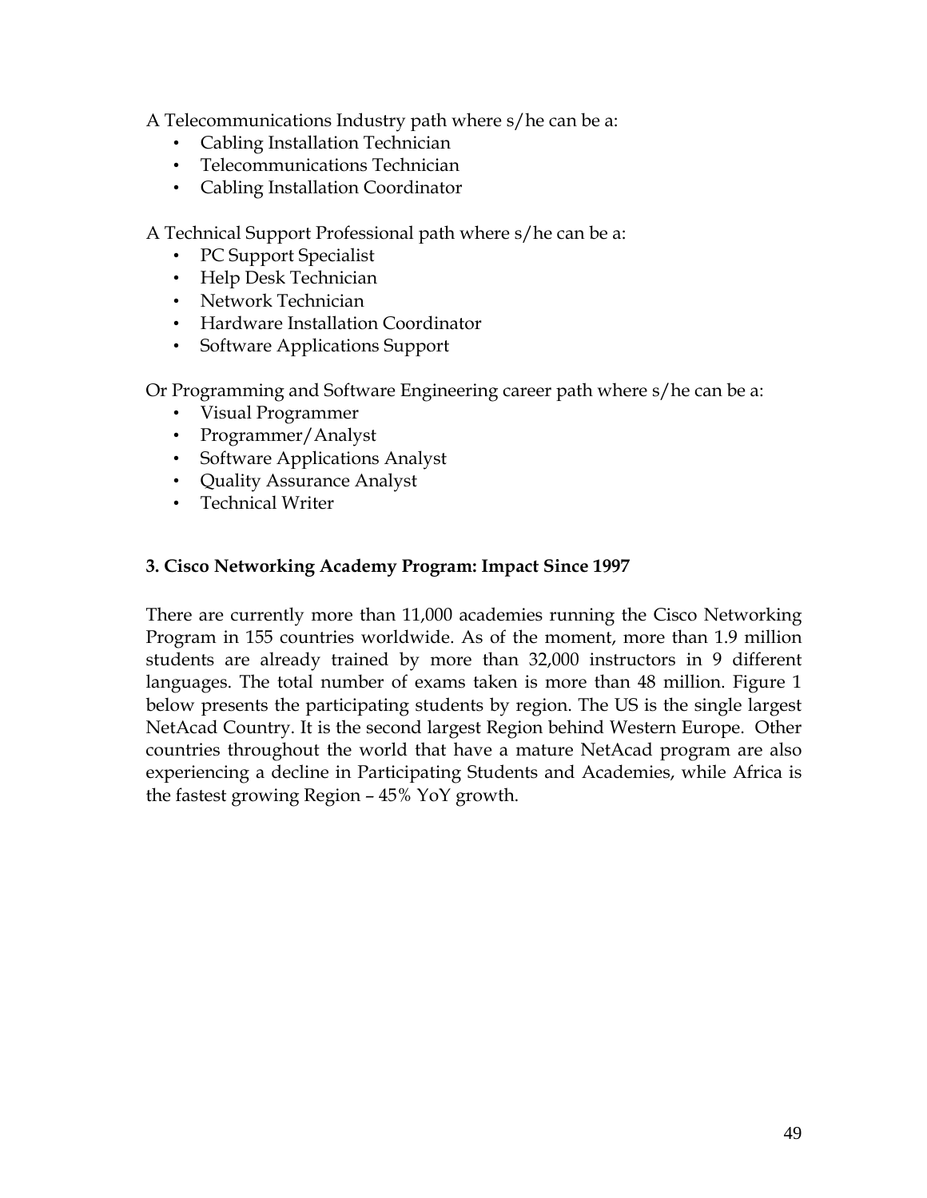A Telecommunications Industry path where s/he can be a:

- Cabling Installation Technician
- Telecommunications Technician
- Cabling Installation Coordinator

A Technical Support Professional path where s/he can be a:

- PC Support Specialist
- Help Desk Technician
- Network Technician
- Hardware Installation Coordinator
- Software Applications Support

Or Programming and Software Engineering career path where s/he can be a:

- Visual Programmer
- Programmer/Analyst
- Software Applications Analyst
- Quality Assurance Analyst
- Technical Writer

### 3. Cisco Networking Academy Program: Impact Since 1997

There are currently more than 11,000 academies running the Cisco Networking Program in 155 countries worldwide. As of the moment, more than 1.9 million students are already trained by more than 32,000 instructors in 9 different languages. The total number of exams taken is more than 48 million. Figure 1 below presents the participating students by region. The US is the single largest NetAcad Country. It is the second largest Region behind Western Europe. Other countries throughout the world that have a mature NetAcad program are also experiencing a decline in Participating Students and Academies, while Africa is the fastest growing Region – 45% YoY growth.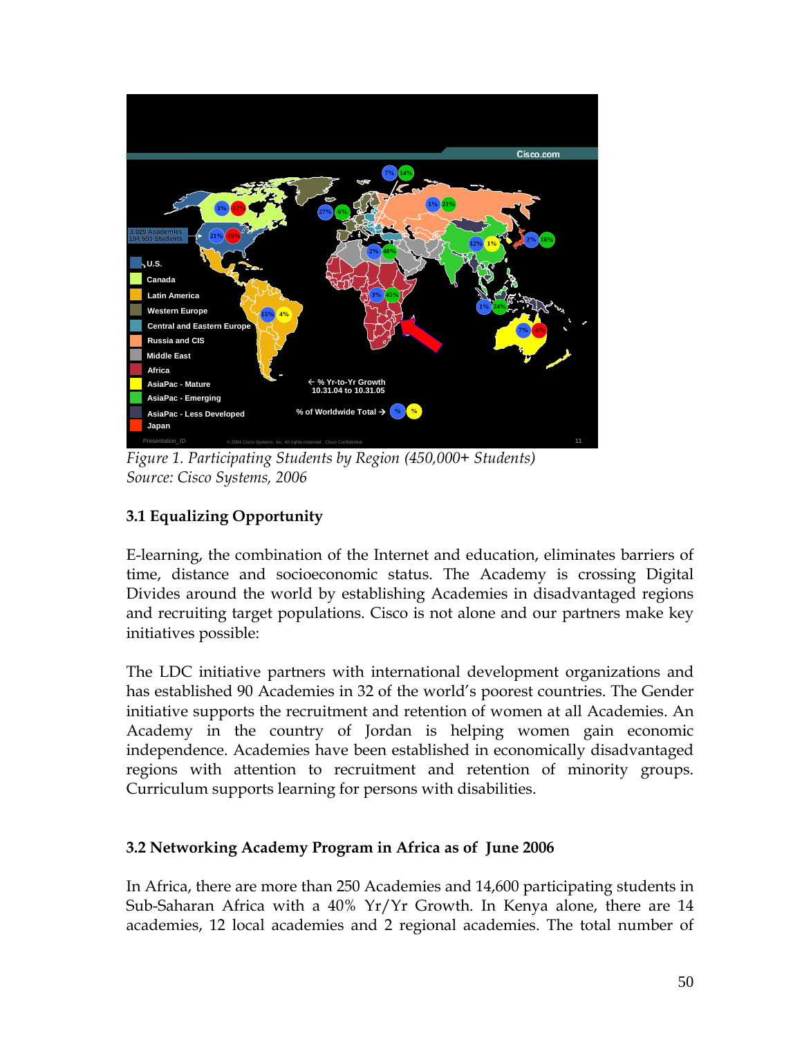*Figure 1. Participating Students by Region (450,000+ Students)*
*Source: Cisco Systems, 2006*

### 3.1 Equalizing Opportunity

E-learning, the combination of the Internet and education, eliminates barriers of time, distance and socioeconomic status. The Academy is crossing Digital Divides around the world by establishing Academies in disadvantaged regions and recruiting target populations. Cisco is not alone and our partners make key initiatives possible:

The LDC initiative partners with international development organizations and has established 90 Academies in 32 of the world's poorest countries. The Gender initiative supports the recruitment and retention of women at all Academies. An Academy in the country of Jordan is helping women gain economic independence. Academies have been established in economically disadvantaged regions with attention to recruitment and retention of minority groups. Curriculum supports learning for persons with disabilities.

### 3.2 Networking Academy Program in Africa as of June 2006

In Africa, there are more than 250 Academies and 14,600 participating students in Sub-Saharan Africa with a 40% Yr/Yr Growth. In Kenya alone, there are 14 academies, 12 local academies and 2 regional academies. The total number of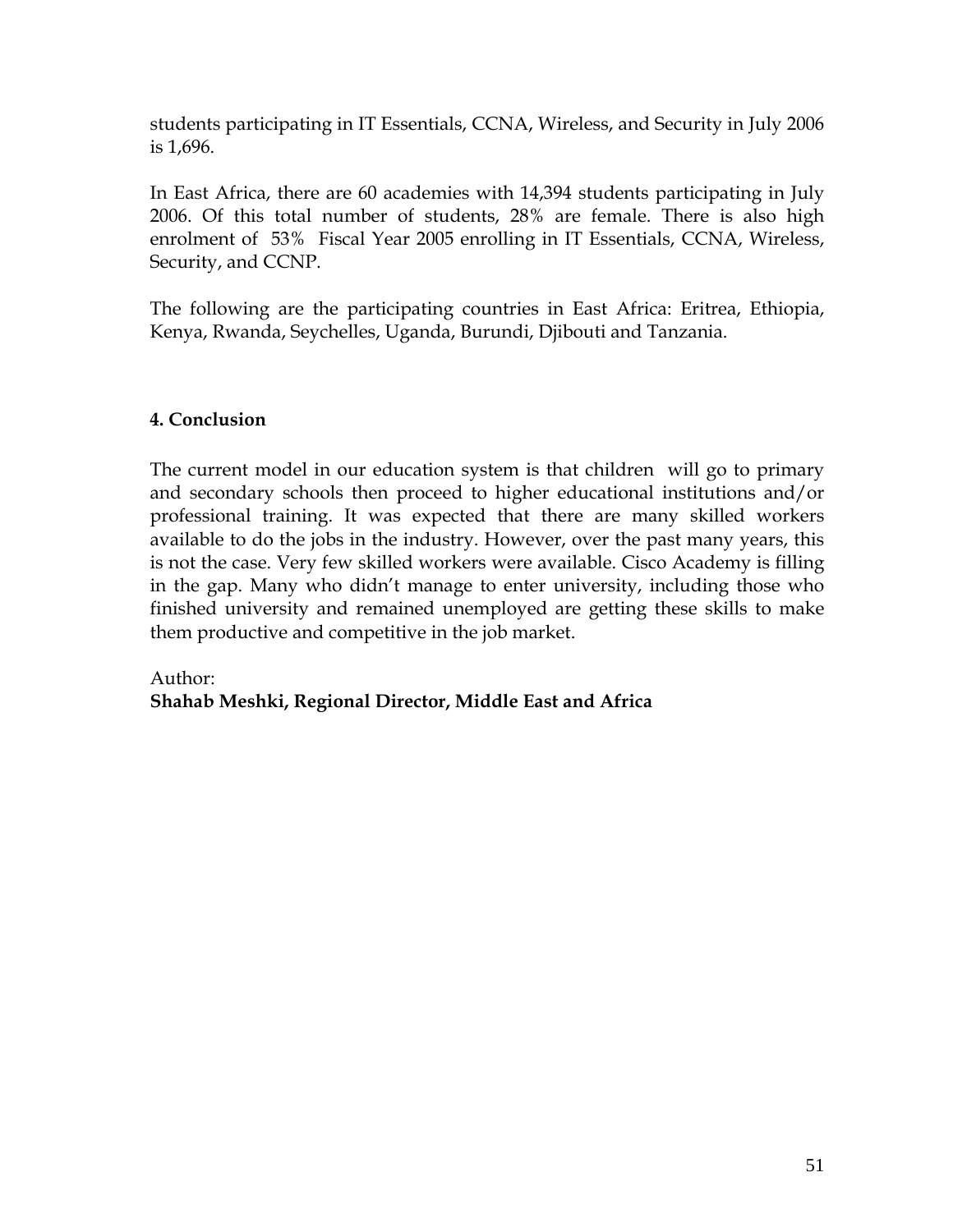students participating in IT Essentials, CCNA, Wireless, and Security in July 2006 is 1,696.

In East Africa, there are 60 academies with 14,394 students participating in July 2006. Of this total number of students, 28% are female. There is also high enrolment of 53% Fiscal Year 2005 enrolling in IT Essentials, CCNA, Wireless, Security, and CCNP.

The following are the participating countries in East Africa: Eritrea, Ethiopia, Kenya, Rwanda, Seychelles, Uganda, Burundi, Djibouti and Tanzania.

## 4. Conclusion

The current model in our education system is that children will go to primary and secondary schools then proceed to higher educational institutions and/or professional training. It was expected that there are many skilled workers available to do the jobs in the industry. However, over the past many years, this is not the case. Very few skilled workers were available. Cisco Academy is filling in the gap. Many who didn't manage to enter university, including those who finished university and remained unemployed are getting these skills to make them productive and competitive in the job market.

Author:
**Shahab Meshki, Regional Director, Middle East and Africa**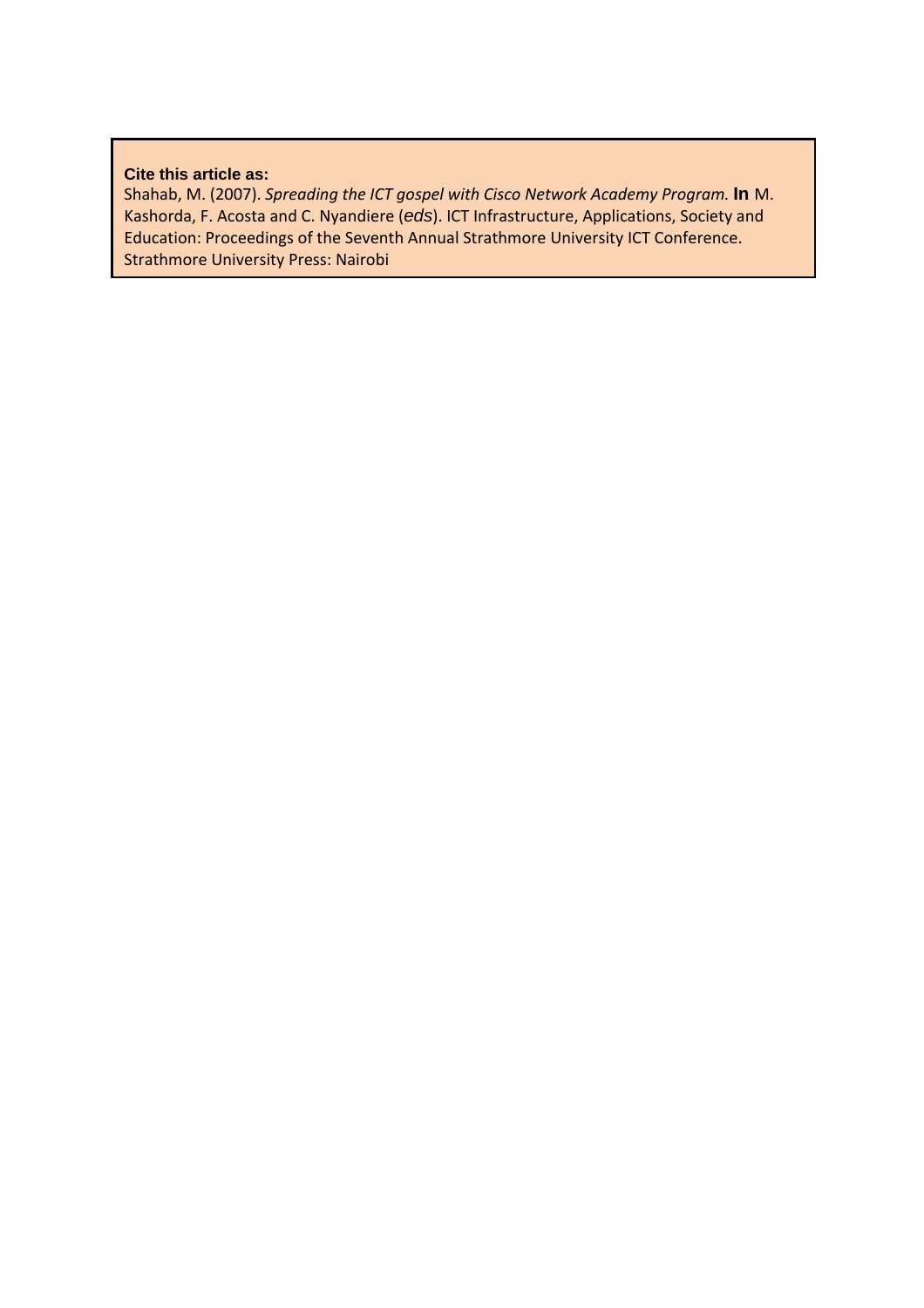**Cite this article as:**

Shahab, M. (2007). *Spreading the ICT gospel with Cisco Network Academy Program.* **In** M. Kashorda, F. Acosta and C. Nyandiere (*eds*). ICT Infrastructure, Applications, Society and Education: Proceedings of the Seventh Annual Strathmore University ICT Conference. Strathmore University Press: Nairobi